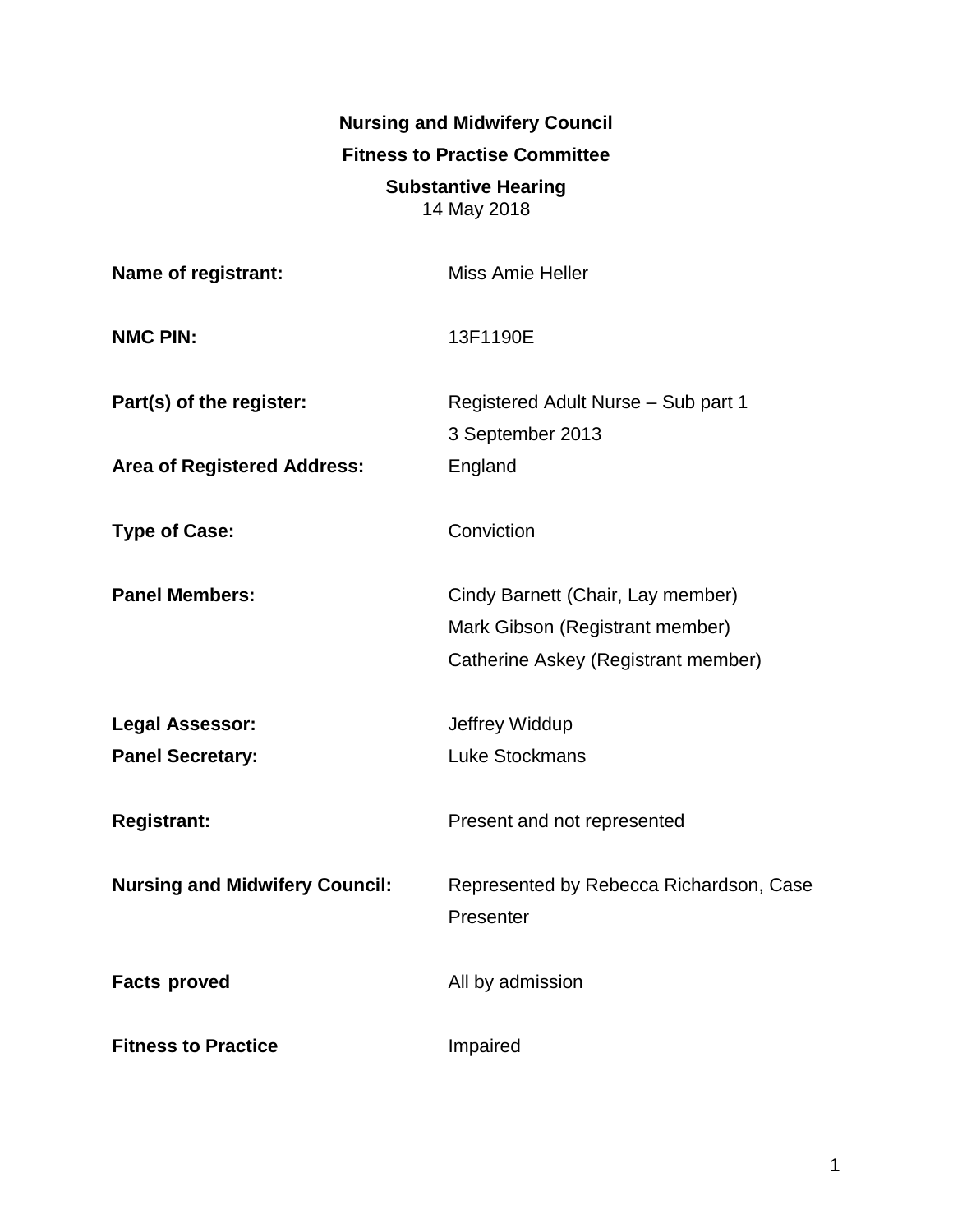**Nursing and Midwifery Council**

**Fitness to Practise Committee**

**Substantive Hearing**
14 May 2018

| | |
|---|---|
| **Name of registrant:** | Miss Amie Heller |
| **NMC PIN:** | 13F1190E |
| **Part(s) of the register:** | Registered Adult Nurse – Sub part 1<br>3 September 2013 |
| **Area of Registered Address:** | England |
| **Type of Case:** | Conviction |
| **Panel Members:** | Cindy Barnett (Chair, Lay member)<br>Mark Gibson (Registrant member)<br>Catherine Askey (Registrant member) |
| **Legal Assessor:** | Jeffrey Widdup |
| **Panel Secretary:** | Luke Stockmans |
| **Registrant:** | Present and not represented |
| **Nursing and Midwifery Council:** | Represented by Rebecca Richardson, Case Presenter |
| **Facts proved** | All by admission |
| **Fitness to Practice** | Impaired |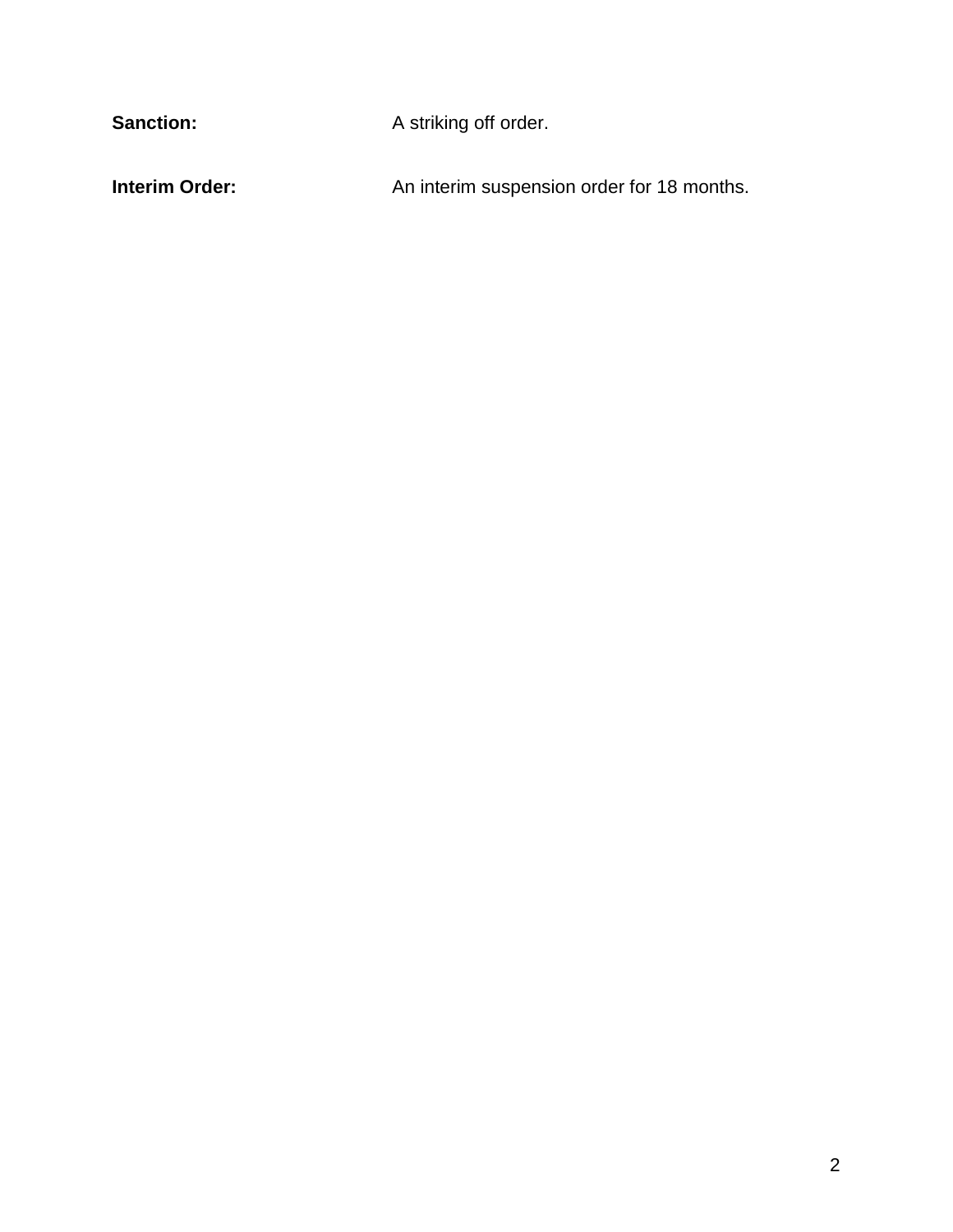**Sanction:** A striking off order.

**Interim Order:** An interim suspension order for 18 months.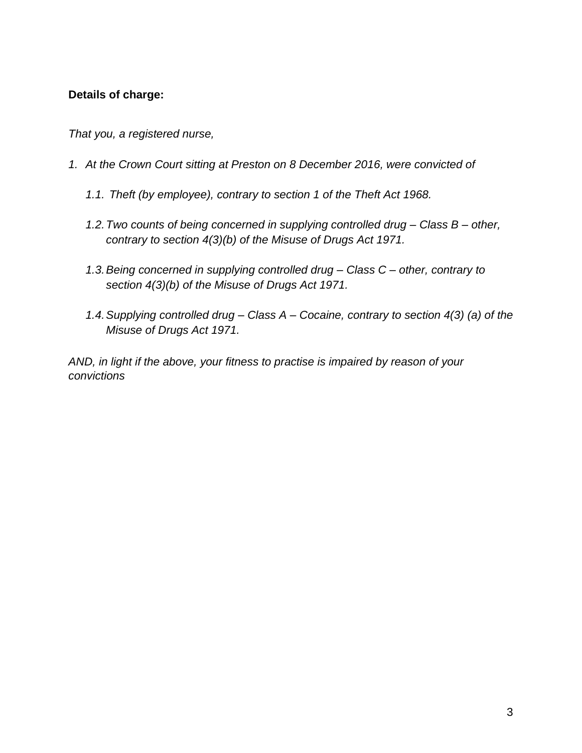**Details of charge:**

*That you, a registered nurse,*

1. *At the Crown Court sitting at Preston on 8 December 2016, were convicted of*

   1.1. *Theft (by employee), contrary to section 1 of the Theft Act 1968.*

   1.2. *Two counts of being concerned in supplying controlled drug – Class B – other, contrary to section 4(3)(b) of the Misuse of Drugs Act 1971.*

   1.3. *Being concerned in supplying controlled drug – Class C – other, contrary to section 4(3)(b) of the Misuse of Drugs Act 1971.*

   1.4. *Supplying controlled drug – Class A – Cocaine, contrary to section 4(3) (a) of the Misuse of Drugs Act 1971.*

*AND, in light if the above, your fitness to practise is impaired by reason of your convictions*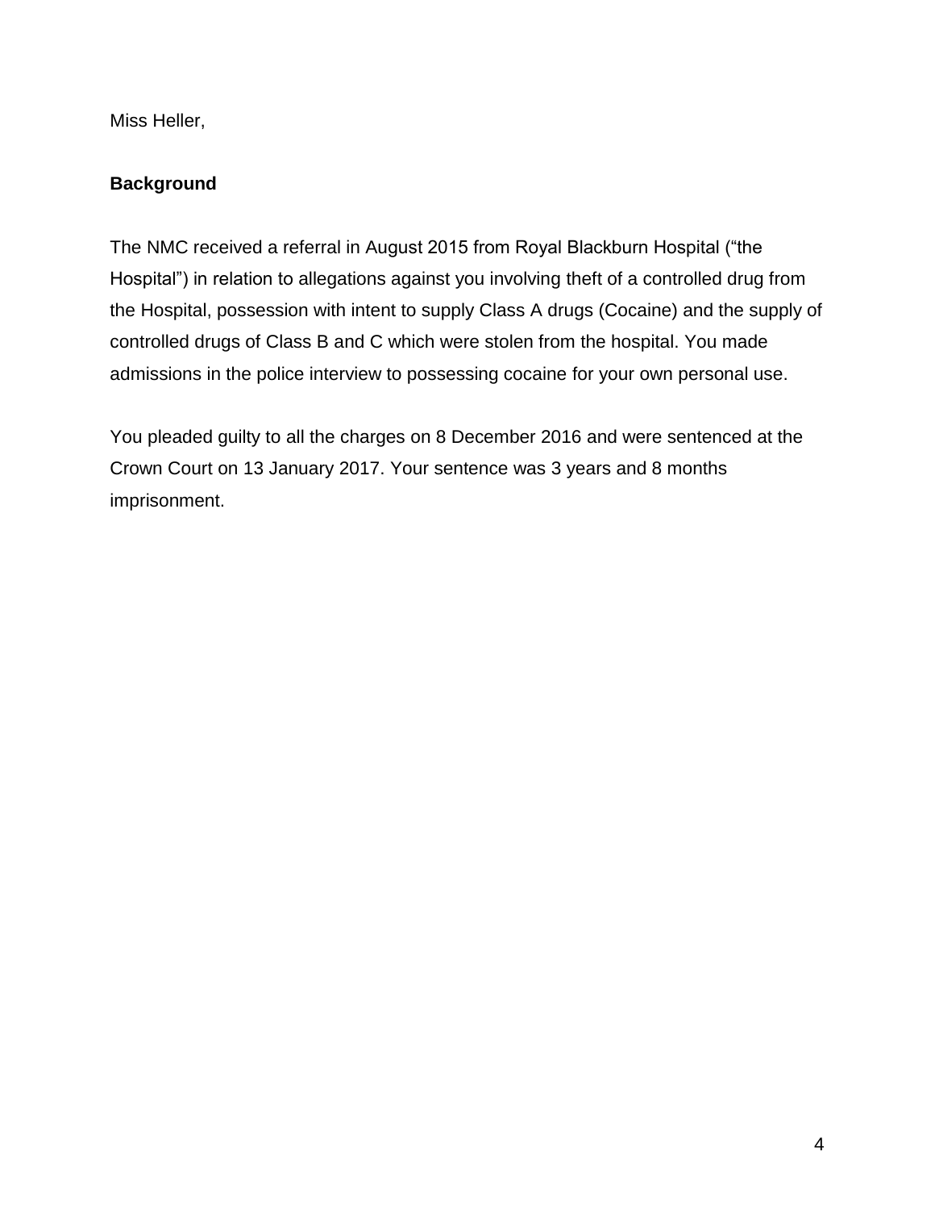Miss Heller,

**Background**

The NMC received a referral in August 2015 from Royal Blackburn Hospital ("the Hospital") in relation to allegations against you involving theft of a controlled drug from the Hospital, possession with intent to supply Class A drugs (Cocaine) and the supply of controlled drugs of Class B and C which were stolen from the hospital. You made admissions in the police interview to possessing cocaine for your own personal use.

You pleaded guilty to all the charges on 8 December 2016 and were sentenced at the Crown Court on 13 January 2017. Your sentence was 3 years and 8 months imprisonment.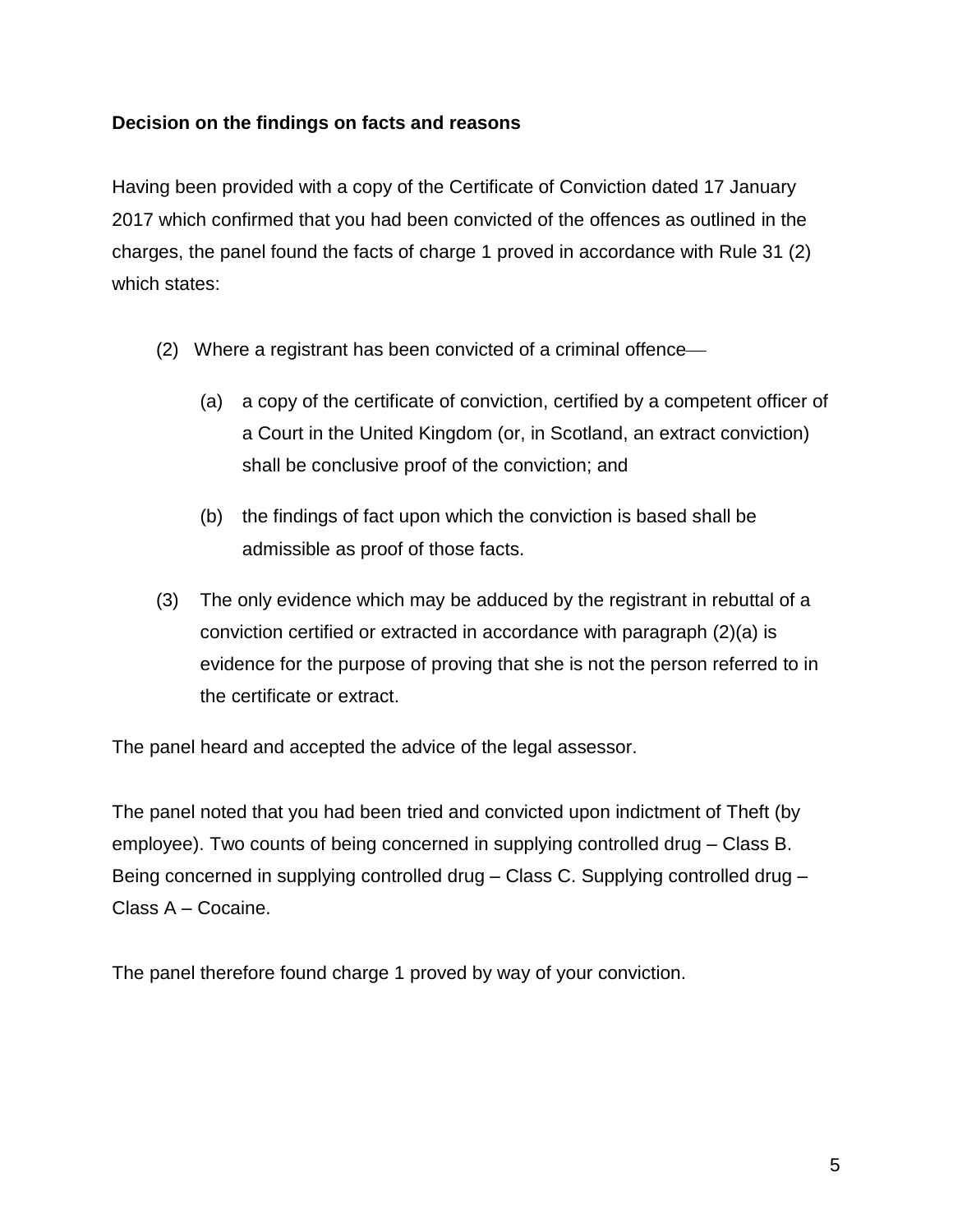**Decision on the findings on facts and reasons**

Having been provided with a copy of the Certificate of Conviction dated 17 January 2017 which confirmed that you had been convicted of the offences as outlined in the charges, the panel found the facts of charge 1 proved in accordance with Rule 31 (2) which states:

> (2) Where a registrant has been convicted of a criminal offence—
>
> > (a) a copy of the certificate of conviction, certified by a competent officer of a Court in the United Kingdom (or, in Scotland, an extract conviction) shall be conclusive proof of the conviction; and
> >
> > (b) the findings of fact upon which the conviction is based shall be admissible as proof of those facts.
>
> (3) The only evidence which may be adduced by the registrant in rebuttal of a conviction certified or extracted in accordance with paragraph (2)(a) is evidence for the purpose of proving that she is not the person referred to in the certificate or extract.

The panel heard and accepted the advice of the legal assessor.

The panel noted that you had been tried and convicted upon indictment of Theft (by employee). Two counts of being concerned in supplying controlled drug – Class B. Being concerned in supplying controlled drug – Class C. Supplying controlled drug – Class A – Cocaine.

The panel therefore found charge 1 proved by way of your conviction.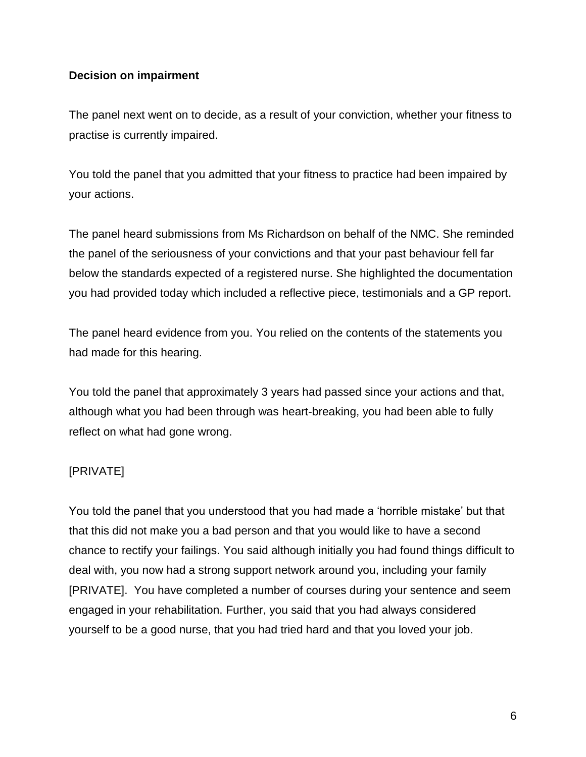**Decision on impairment**

The panel next went on to decide, as a result of your conviction, whether your fitness to practise is currently impaired.

You told the panel that you admitted that your fitness to practice had been impaired by your actions.

The panel heard submissions from Ms Richardson on behalf of the NMC. She reminded the panel of the seriousness of your convictions and that your past behaviour fell far below the standards expected of a registered nurse. She highlighted the documentation you had provided today which included a reflective piece, testimonials and a GP report.

The panel heard evidence from you. You relied on the contents of the statements you had made for this hearing.

You told the panel that approximately 3 years had passed since your actions and that, although what you had been through was heart-breaking, you had been able to fully reflect on what had gone wrong.

[PRIVATE]

You told the panel that you understood that you had made a 'horrible mistake' but that that this did not make you a bad person and that you would like to have a second chance to rectify your failings. You said although initially you had found things difficult to deal with, you now had a strong support network around you, including your family [PRIVATE]. You have completed a number of courses during your sentence and seem engaged in your rehabilitation. Further, you said that you had always considered yourself to be a good nurse, that you had tried hard and that you loved your job.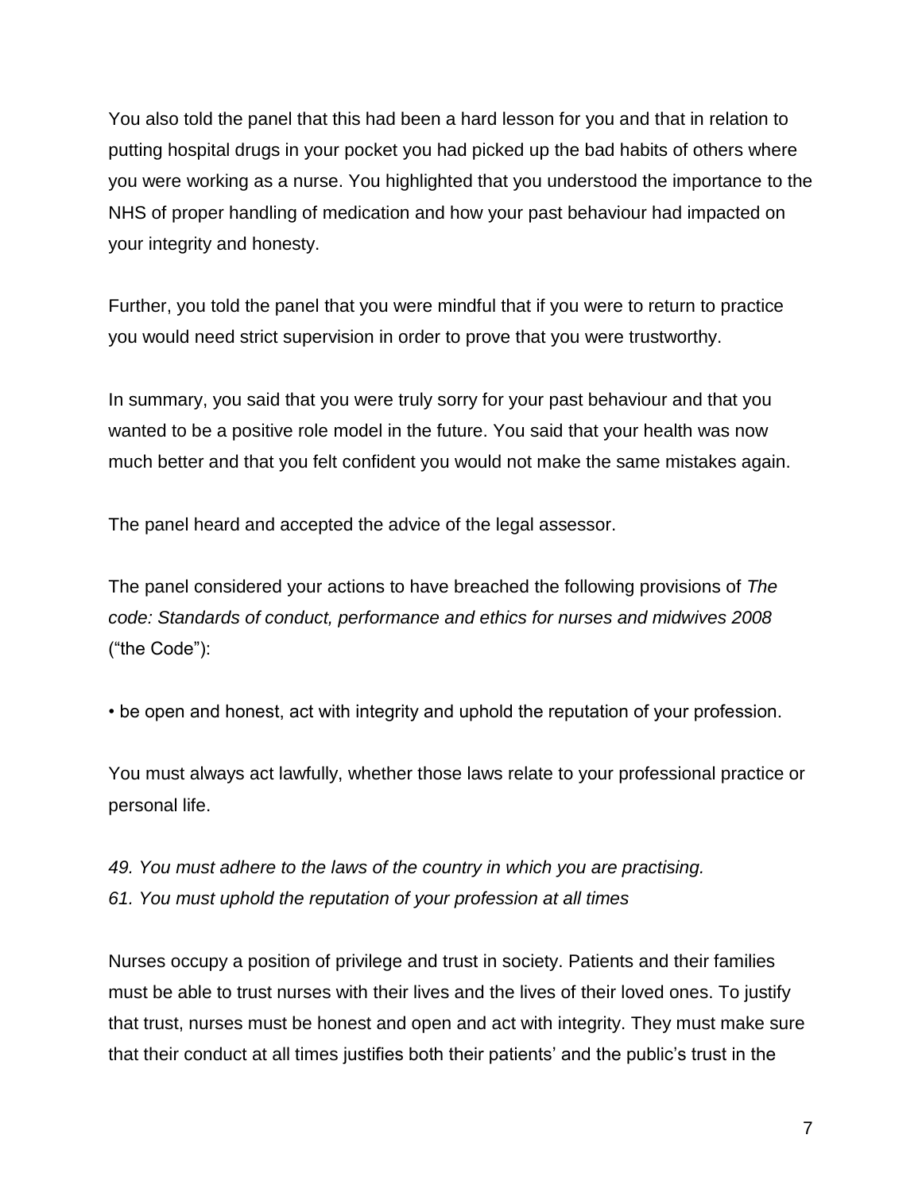You also told the panel that this had been a hard lesson for you and that in relation to putting hospital drugs in your pocket you had picked up the bad habits of others where you were working as a nurse. You highlighted that you understood the importance to the NHS of proper handling of medication and how your past behaviour had impacted on your integrity and honesty.

Further, you told the panel that you were mindful that if you were to return to practice you would need strict supervision in order to prove that you were trustworthy.

In summary, you said that you were truly sorry for your past behaviour and that you wanted to be a positive role model in the future. You said that your health was now much better and that you felt confident you would not make the same mistakes again.

The panel heard and accepted the advice of the legal assessor.

The panel considered your actions to have breached the following provisions of *The code: Standards of conduct, performance and ethics for nurses and midwives 2008* ("the Code"):

• be open and honest, act with integrity and uphold the reputation of your profession.

You must always act lawfully, whether those laws relate to your professional practice or personal life.

*49. You must adhere to the laws of the country in which you are practising.*
*61. You must uphold the reputation of your profession at all times*

Nurses occupy a position of privilege and trust in society. Patients and their families must be able to trust nurses with their lives and the lives of their loved ones. To justify that trust, nurses must be honest and open and act with integrity. They must make sure that their conduct at all times justifies both their patients' and the public's trust in the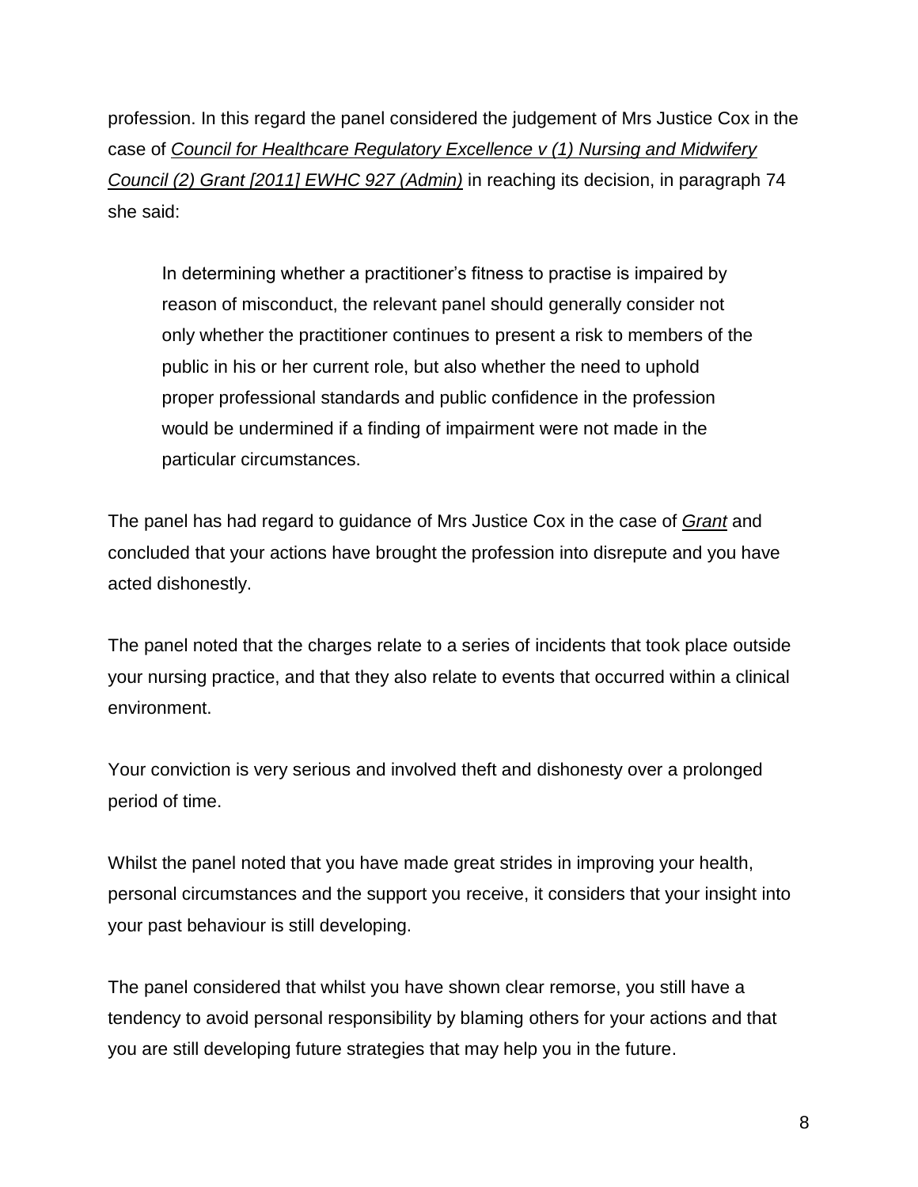profession. In this regard the panel considered the judgement of Mrs Justice Cox in the case of *Council for Healthcare Regulatory Excellence v (1) Nursing and Midwifery Council (2) Grant [2011] EWHC 927 (Admin)* in reaching its decision, in paragraph 74 she said:

> In determining whether a practitioner's fitness to practise is impaired by reason of misconduct, the relevant panel should generally consider not only whether the practitioner continues to present a risk to members of the public in his or her current role, but also whether the need to uphold proper professional standards and public confidence in the profession would be undermined if a finding of impairment were not made in the particular circumstances.

The panel has had regard to guidance of Mrs Justice Cox in the case of *Grant* and concluded that your actions have brought the profession into disrepute and you have acted dishonestly.

The panel noted that the charges relate to a series of incidents that took place outside your nursing practice, and that they also relate to events that occurred within a clinical environment.

Your conviction is very serious and involved theft and dishonesty over a prolonged period of time.

Whilst the panel noted that you have made great strides in improving your health, personal circumstances and the support you receive, it considers that your insight into your past behaviour is still developing.

The panel considered that whilst you have shown clear remorse, you still have a tendency to avoid personal responsibility by blaming others for your actions and that you are still developing future strategies that may help you in the future.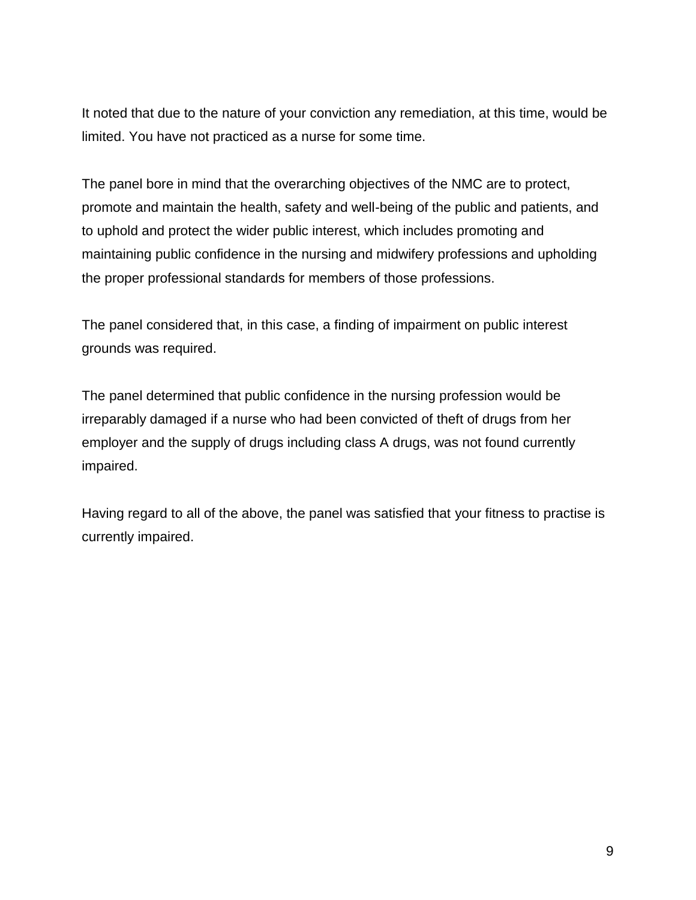It noted that due to the nature of your conviction any remediation, at this time, would be limited. You have not practiced as a nurse for some time.

The panel bore in mind that the overarching objectives of the NMC are to protect, promote and maintain the health, safety and well-being of the public and patients, and to uphold and protect the wider public interest, which includes promoting and maintaining public confidence in the nursing and midwifery professions and upholding the proper professional standards for members of those professions.

The panel considered that, in this case, a finding of impairment on public interest grounds was required.

The panel determined that public confidence in the nursing profession would be irreparably damaged if a nurse who had been convicted of theft of drugs from her employer and the supply of drugs including class A drugs, was not found currently impaired.

Having regard to all of the above, the panel was satisfied that your fitness to practise is currently impaired.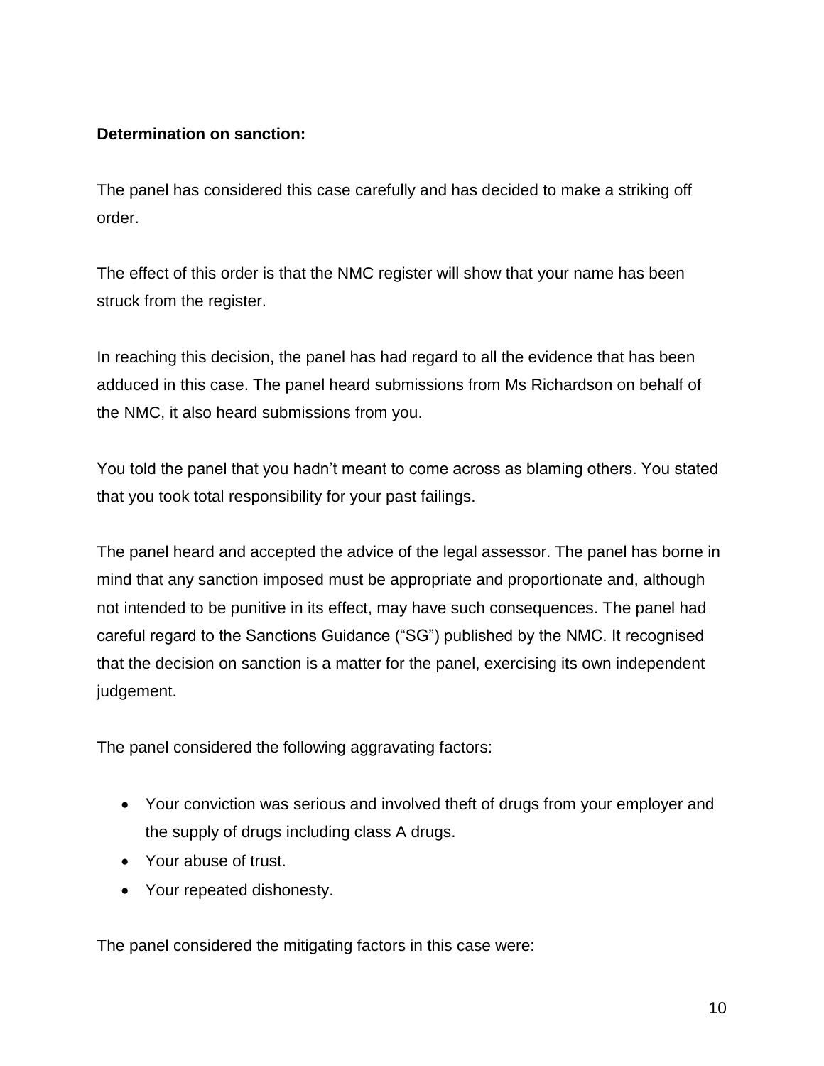**Determination on sanction:**

The panel has considered this case carefully and has decided to make a striking off order.

The effect of this order is that the NMC register will show that your name has been struck from the register.

In reaching this decision, the panel has had regard to all the evidence that has been adduced in this case. The panel heard submissions from Ms Richardson on behalf of the NMC, it also heard submissions from you.

You told the panel that you hadn't meant to come across as blaming others. You stated that you took total responsibility for your past failings.

The panel heard and accepted the advice of the legal assessor. The panel has borne in mind that any sanction imposed must be appropriate and proportionate and, although not intended to be punitive in its effect, may have such consequences. The panel had careful regard to the Sanctions Guidance ("SG") published by the NMC. It recognised that the decision on sanction is a matter for the panel, exercising its own independent judgement.

The panel considered the following aggravating factors:

- Your conviction was serious and involved theft of drugs from your employer and the supply of drugs including class A drugs.
- Your abuse of trust.
- Your repeated dishonesty.

The panel considered the mitigating factors in this case were: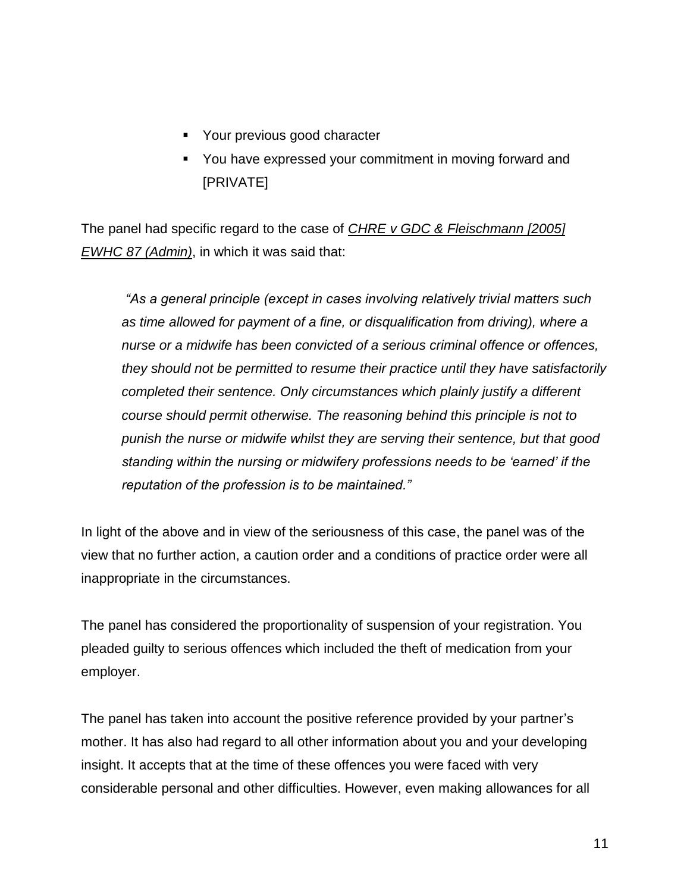- Your previous good character
- You have expressed your commitment in moving forward and [PRIVATE]

The panel had specific regard to the case of *CHRE v GDC & Fleischmann [2005] EWHC 87 (Admin)*, in which it was said that:

> *"As a general principle (except in cases involving relatively trivial matters such as time allowed for payment of a fine, or disqualification from driving), where a nurse or a midwife has been convicted of a serious criminal offence or offences, they should not be permitted to resume their practice until they have satisfactorily completed their sentence. Only circumstances which plainly justify a different course should permit otherwise. The reasoning behind this principle is not to punish the nurse or midwife whilst they are serving their sentence, but that good standing within the nursing or midwifery professions needs to be 'earned' if the reputation of the profession is to be maintained."*

In light of the above and in view of the seriousness of this case, the panel was of the view that no further action, a caution order and a conditions of practice order were all inappropriate in the circumstances.

The panel has considered the proportionality of suspension of your registration. You pleaded guilty to serious offences which included the theft of medication from your employer.

The panel has taken into account the positive reference provided by your partner's mother. It has also had regard to all other information about you and your developing insight. It accepts that at the time of these offences you were faced with very considerable personal and other difficulties. However, even making allowances for all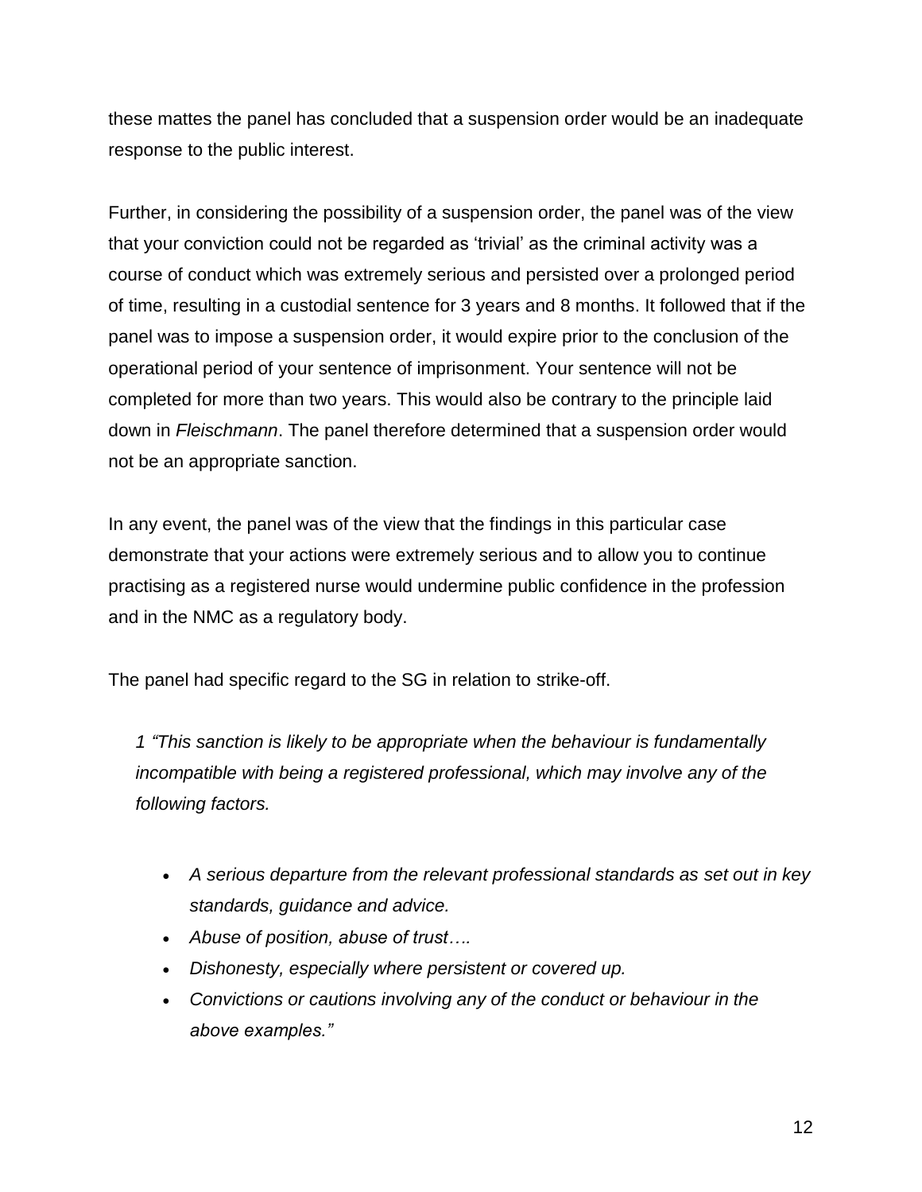these mattes the panel has concluded that a suspension order would be an inadequate response to the public interest.

Further, in considering the possibility of a suspension order, the panel was of the view that your conviction could not be regarded as 'trivial' as the criminal activity was a course of conduct which was extremely serious and persisted over a prolonged period of time, resulting in a custodial sentence for 3 years and 8 months. It followed that if the panel was to impose a suspension order, it would expire prior to the conclusion of the operational period of your sentence of imprisonment. Your sentence will not be completed for more than two years. This would also be contrary to the principle laid down in *Fleischmann*. The panel therefore determined that a suspension order would not be an appropriate sanction.

In any event, the panel was of the view that the findings in this particular case demonstrate that your actions were extremely serious and to allow you to continue practising as a registered nurse would undermine public confidence in the profession and in the NMC as a regulatory body.

The panel had specific regard to the SG in relation to strike-off.

> *1 "This sanction is likely to be appropriate when the behaviour is fundamentally incompatible with being a registered professional, which may involve any of the following factors.*
>
> - *A serious departure from the relevant professional standards as set out in key standards, guidance and advice.*
> - *Abuse of position, abuse of trust….*
> - *Dishonesty, especially where persistent or covered up.*
> - *Convictions or cautions involving any of the conduct or behaviour in the above examples."*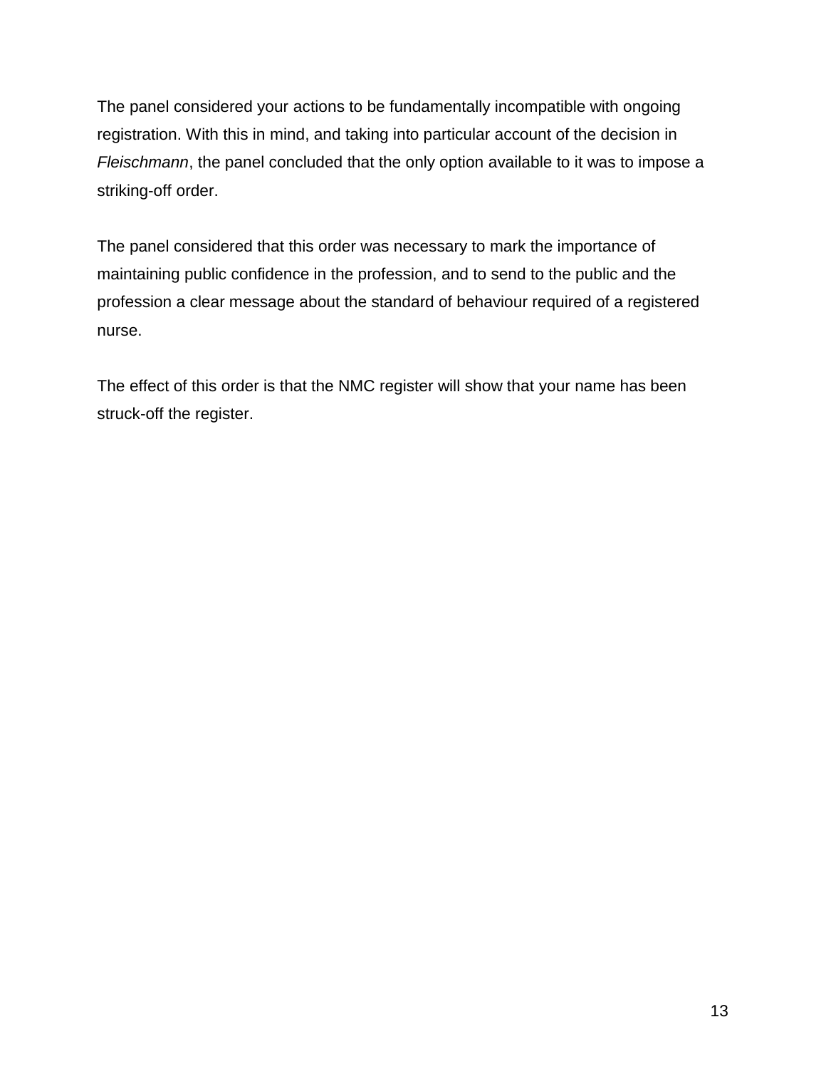The panel considered your actions to be fundamentally incompatible with ongoing registration. With this in mind, and taking into particular account of the decision in *Fleischmann*, the panel concluded that the only option available to it was to impose a striking-off order.

The panel considered that this order was necessary to mark the importance of maintaining public confidence in the profession, and to send to the public and the profession a clear message about the standard of behaviour required of a registered nurse.

The effect of this order is that the NMC register will show that your name has been struck-off the register.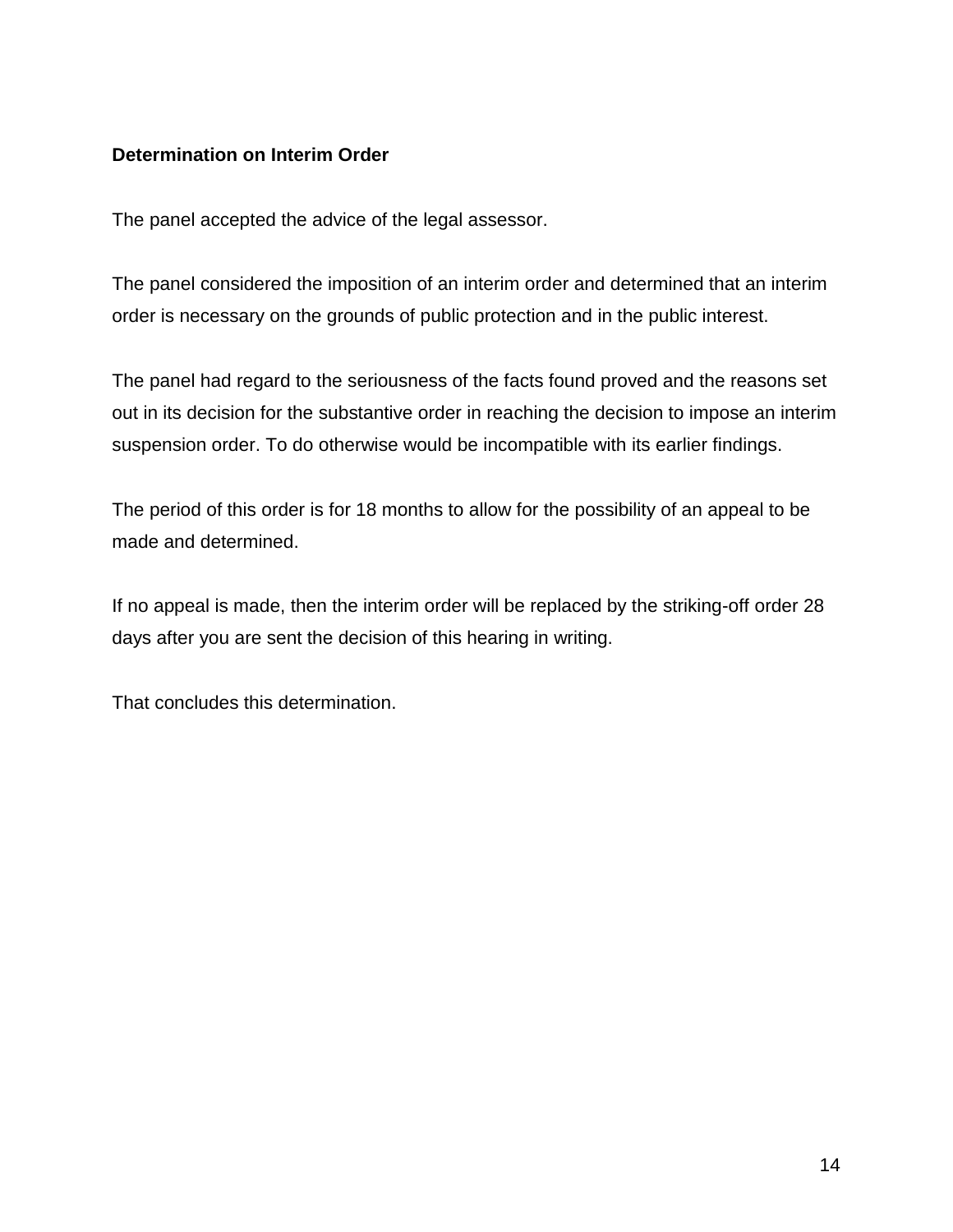**Determination on Interim Order**

The panel accepted the advice of the legal assessor.

The panel considered the imposition of an interim order and determined that an interim order is necessary on the grounds of public protection and in the public interest.

The panel had regard to the seriousness of the facts found proved and the reasons set out in its decision for the substantive order in reaching the decision to impose an interim suspension order. To do otherwise would be incompatible with its earlier findings.

The period of this order is for 18 months to allow for the possibility of an appeal to be made and determined.

If no appeal is made, then the interim order will be replaced by the striking-off order 28 days after you are sent the decision of this hearing in writing.

That concludes this determination.